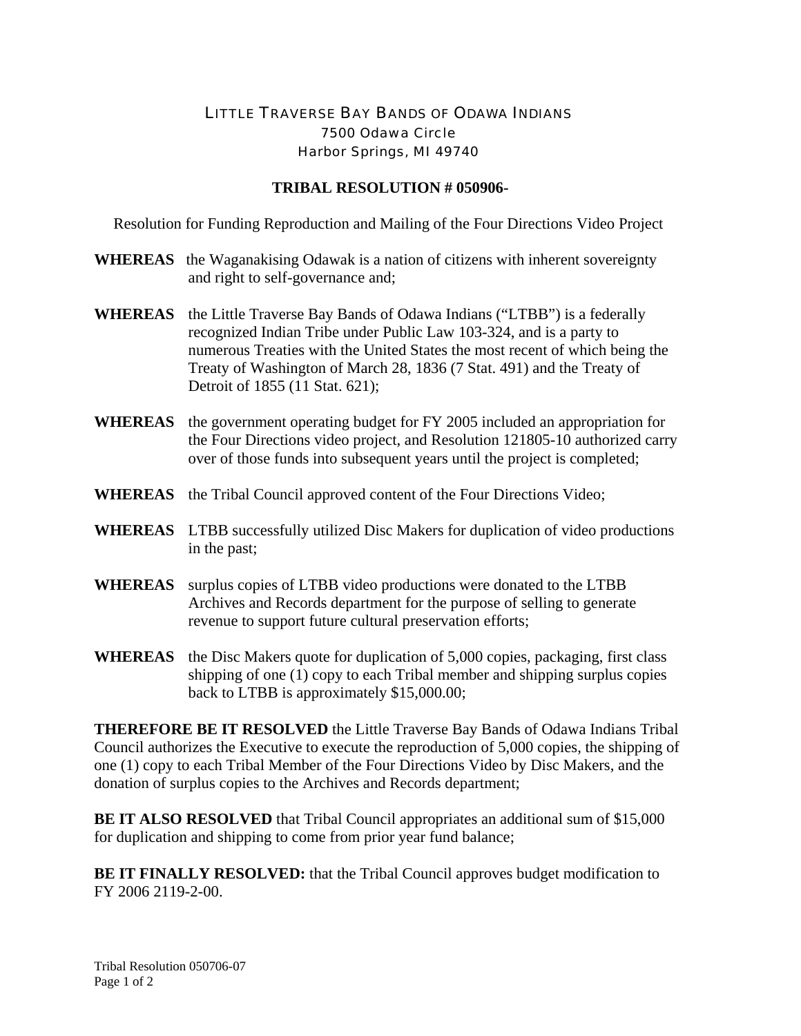LITTLE TRAVERSE BAY BANDS OF ODAWA INDIANS
7500 Odawa Circle
Harbor Springs, MI 49740

**TRIBAL RESOLUTION # 050906-**

Resolution for Funding Reproduction and Mailing of the Four Directions Video Project

**WHEREAS** the Waganakising Odawak is a nation of citizens with inherent sovereignty and right to self-governance and;

**WHEREAS** the Little Traverse Bay Bands of Odawa Indians ("LTBB") is a federally recognized Indian Tribe under Public Law 103-324, and is a party to numerous Treaties with the United States the most recent of which being the Treaty of Washington of March 28, 1836 (7 Stat. 491) and the Treaty of Detroit of 1855 (11 Stat. 621);

**WHEREAS** the government operating budget for FY 2005 included an appropriation for the Four Directions video project, and Resolution 121805-10 authorized carry over of those funds into subsequent years until the project is completed;

**WHEREAS** the Tribal Council approved content of the Four Directions Video;

**WHEREAS** LTBB successfully utilized Disc Makers for duplication of video productions in the past;

**WHEREAS** surplus copies of LTBB video productions were donated to the LTBB Archives and Records department for the purpose of selling to generate revenue to support future cultural preservation efforts;

**WHEREAS** the Disc Makers quote for duplication of 5,000 copies, packaging, first class shipping of one (1) copy to each Tribal member and shipping surplus copies back to LTBB is approximately $15,000.00;

**THEREFORE BE IT RESOLVED** the Little Traverse Bay Bands of Odawa Indians Tribal Council authorizes the Executive to execute the reproduction of 5,000 copies, the shipping of one (1) copy to each Tribal Member of the Four Directions Video by Disc Makers, and the donation of surplus copies to the Archives and Records department;

**BE IT ALSO RESOLVED** that Tribal Council appropriates an additional sum of $15,000 for duplication and shipping to come from prior year fund balance;

**BE IT FINALLY RESOLVED:** that the Tribal Council approves budget modification to FY 2006 2119-2-00.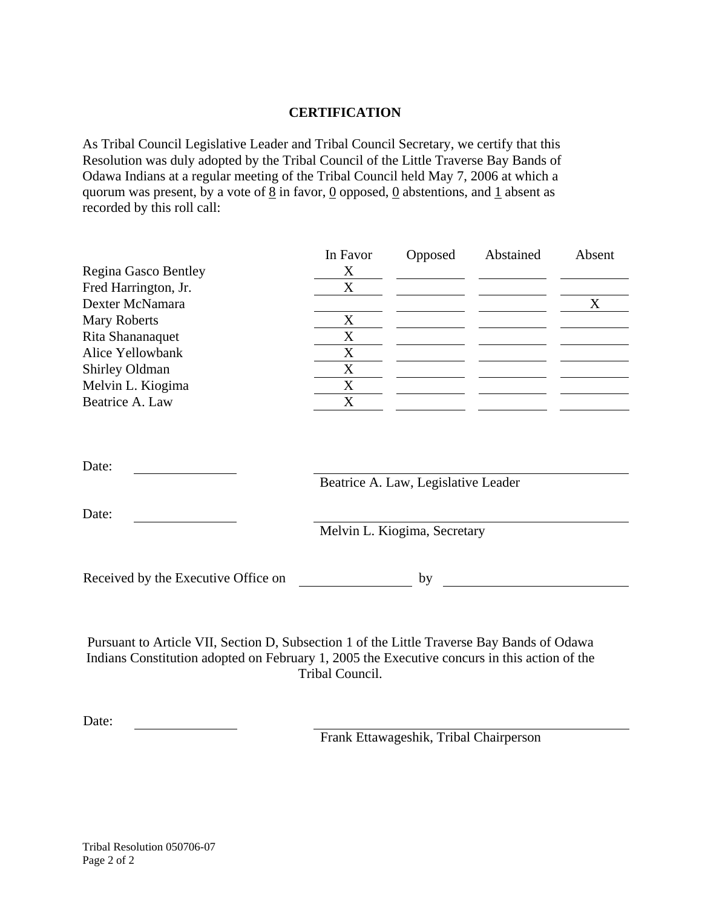## CERTIFICATION

As Tribal Council Legislative Leader and Tribal Council Secretary, we certify that this Resolution was duly adopted by the Tribal Council of the Little Traverse Bay Bands of Odawa Indians at a regular meeting of the Tribal Council held May 7, 2006 at which a quorum was present, by a vote of 8 in favor, 0 opposed, 0 abstentions, and 1 absent as recorded by this roll call:

| | In Favor | Opposed | Abstained | Absent |
|---|---|---|---|---|
| Regina Gasco Bentley | X | | | |
| Fred Harrington, Jr. | X | | | |
| Dexter McNamara | | | | X |
| Mary Roberts | X | | | |
| Rita Shananaquet | X | | | |
| Alice Yellowbank | X | | | |
| Shirley Oldman | X | | | |
| Melvin L. Kiogima | X | | | |
| Beatrice A. Law | X | | | |

Date: ____________ ______________________________
Beatrice A. Law, Legislative Leader

Date: ____________ ______________________________
Melvin L. Kiogima, Secretary

Received by the Executive Office on ____________ by ______________________

Pursuant to Article VII, Section D, Subsection 1 of the Little Traverse Bay Bands of Odawa Indians Constitution adopted on February 1, 2005 the Executive concurs in this action of the Tribal Council.

Date: ____________ ______________________________
Frank Ettawageshik, Tribal Chairperson

Tribal Resolution 050706-07